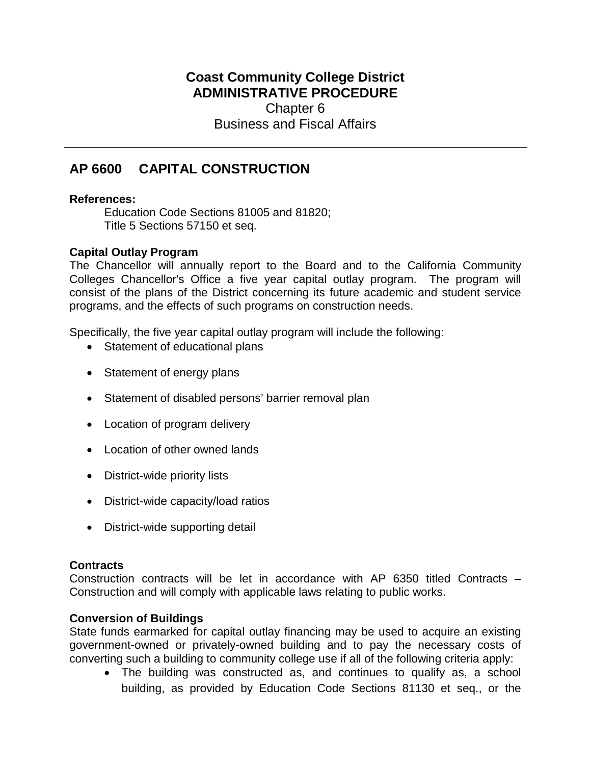# Coast Community College District
# ADMINISTRATIVE PROCEDURE

Chapter 6
Business and Fiscal Affairs

---

## AP 6600 CAPITAL CONSTRUCTION

**References:**

Education Code Sections 81005 and 81820;
Title 5 Sections 57150 et seq.

**Capital Outlay Program**

The Chancellor will annually report to the Board and to the California Community Colleges Chancellor's Office a five year capital outlay program. The program will consist of the plans of the District concerning its future academic and student service programs, and the effects of such programs on construction needs.

Specifically, the five year capital outlay program will include the following:

- Statement of educational plans
- Statement of energy plans
- Statement of disabled persons' barrier removal plan
- Location of program delivery
- Location of other owned lands
- District-wide priority lists
- District-wide capacity/load ratios
- District-wide supporting detail

**Contracts**

Construction contracts will be let in accordance with AP 6350 titled Contracts – Construction and will comply with applicable laws relating to public works.

**Conversion of Buildings**

State funds earmarked for capital outlay financing may be used to acquire an existing government-owned or privately-owned building and to pay the necessary costs of converting such a building to community college use if all of the following criteria apply:

- The building was constructed as, and continues to qualify as, a school building, as provided by Education Code Sections 81130 et seq., or the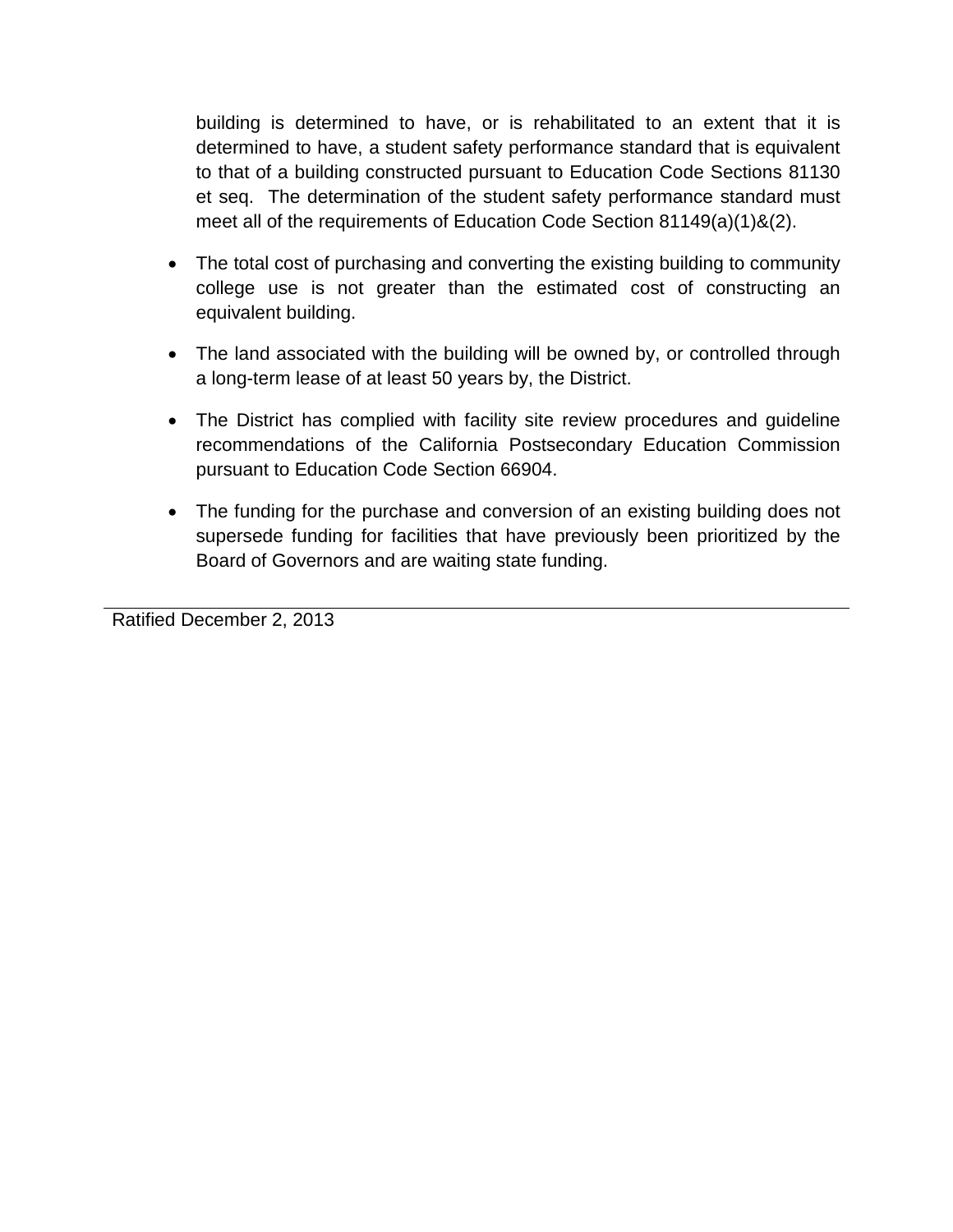building is determined to have, or is rehabilitated to an extent that it is determined to have, a student safety performance standard that is equivalent to that of a building constructed pursuant to Education Code Sections 81130 et seq. The determination of the student safety performance standard must meet all of the requirements of Education Code Section 81149(a)(1)&(2).

- The total cost of purchasing and converting the existing building to community college use is not greater than the estimated cost of constructing an equivalent building.
- The land associated with the building will be owned by, or controlled through a long-term lease of at least 50 years by, the District.
- The District has complied with facility site review procedures and guideline recommendations of the California Postsecondary Education Commission pursuant to Education Code Section 66904.
- The funding for the purchase and conversion of an existing building does not supersede funding for facilities that have previously been prioritized by the Board of Governors and are waiting state funding.

---

Ratified December 2, 2013